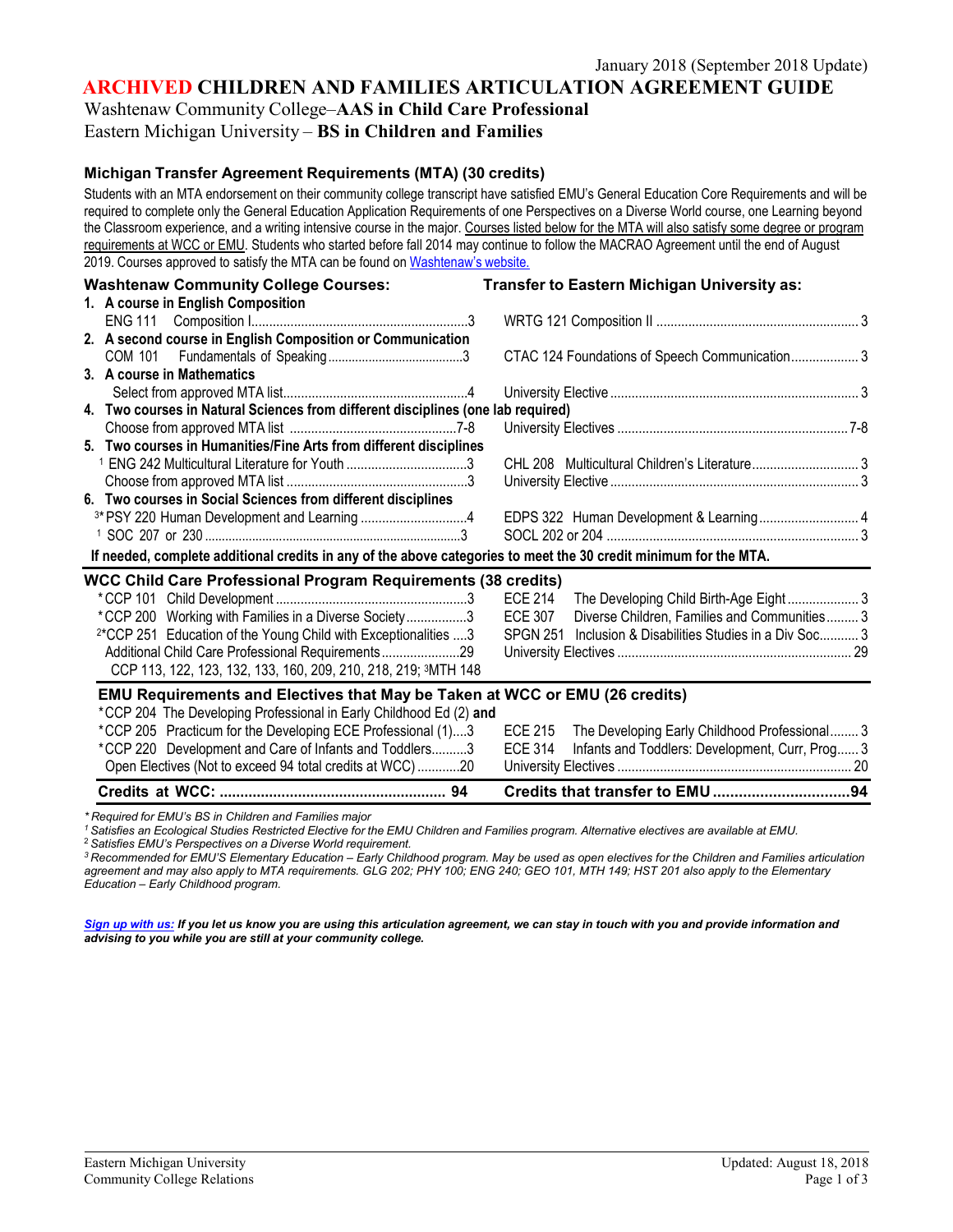January 2018 (September 2018 Update)

# ARCHIVED CHILDREN AND FAMILIES ARTICULATION AGREEMENT GUIDE

Washtenaw Community College–**AAS in Child Care Professional**
Eastern Michigan University – **BS in Children and Families**

## Michigan Transfer Agreement Requirements (MTA) (30 credits)

Students with an MTA endorsement on their community college transcript have satisfied EMU's General Education Core Requirements and will be required to complete only the General Education Application Requirements of one Perspectives on a Diverse World course, one Learning beyond the Classroom experience, and a writing intensive course in the major. Courses listed below for the MTA will also satisfy some degree or program requirements at WCC or EMU. Students who started before fall 2014 may continue to follow the MACRAO Agreement until the end of August 2019. Courses approved to satisfy the MTA can be found on Washtenaw's website.

| Washtenaw Community College Courses: | Transfer to Eastern Michigan University as: |
|---|---|
| **1. A course in English Composition** | |
| ENG 111 Composition I ... 3 | WRTG 121 Composition II ... 3 |
| **2. A second course in English Composition or Communication** | |
| COM 101 Fundamentals of Speaking ... 3 | CTAC 124 Foundations of Speech Communication ... 3 |
| **3. A course in Mathematics** | |
| Select from approved MTA list ... 4 | University Elective ... 3 |
| **4. Two courses in Natural Sciences from different disciplines (one lab required)** | |
| Choose from approved MTA list ... 7-8 | University Electives ... 7-8 |
| **5. Two courses in Humanities/Fine Arts from different disciplines** | |
| [1] ENG 242 Multicultural Literature for Youth ... 3 | CHL 208 Multicultural Children's Literature ... 3 |
| Choose from approved MTA list ... 3 | University Elective ... 3 |
| **6. Two courses in Social Sciences from different disciplines** | |
| [3]* PSY 220 Human Development and Learning ... 4 | EDPS 322 Human Development & Learning ... 4 |
| [1] SOC 207 or 230 ... 3 | SOCL 202 or 204 ... 3 |

**If needed, complete additional credits in any of the above categories to meet the 30 credit minimum for the MTA.**

## WCC Child Care Professional Program Requirements (38 credits)

| WCC | EMU |
|---|---|
| *CCP 101 Child Development ... 3 | ECE 214 The Developing Child Birth-Age Eight ... 3 |
| *CCP 200 Working with Families in a Diverse Society ... 3 | ECE 307 Diverse Children, Families and Communities ... 3 |
| [2]*CCP 251 Education of the Young Child with Exceptionalities ... 3 | SPGN 251 Inclusion & Disabilities Studies in a Div Soc ... 3 |
| Additional Child Care Professional Requirements ... 29<br>CCP 113, 122, 123, 132, 133, 160, 209, 210, 218, 219; [3]MTH 148 | University Electives ... 29 |

## EMU Requirements and Electives that May be Taken at WCC or EMU (26 credits)

| WCC | EMU |
|---|---|
| *CCP 204 The Developing Professional in Early Childhood Ed (2) **and**<br>*CCP 205 Practicum for the Developing ECE Professional (1) ... 3 | ECE 215 The Developing Early Childhood Professional ... 3 |
| *CCP 220 Development and Care of Infants and Toddlers ... 3 | ECE 314 Infants and Toddlers: Development, Curr, Prog ... 3 |
| Open Electives (Not to exceed 94 total credits at WCC) ... 20 | University Electives ... 20 |
| **Credits at WCC: ... 94** | **Credits that transfer to EMU ... 94** |

*\* Required for EMU's BS in Children and Families major*

*[1] Satisfies an Ecological Studies Restricted Elective for the EMU Children and Families program. Alternative electives are available at EMU.*

*[2] Satisfies EMU's Perspectives on a Diverse World requirement.*

*[3] Recommended for EMU'S Elementary Education – Early Childhood program. May be used as open electives for the Children and Families articulation agreement and may also apply to MTA requirements. GLG 202; PHY 100; ENG 240; GEO 101, MTH 149; HST 201 also apply to the Elementary Education – Early Childhood program.*

***Sign up with us:** If you let us know you are using this articulation agreement, we can stay in touch with you and provide information and advising to you while you are still at your community college.*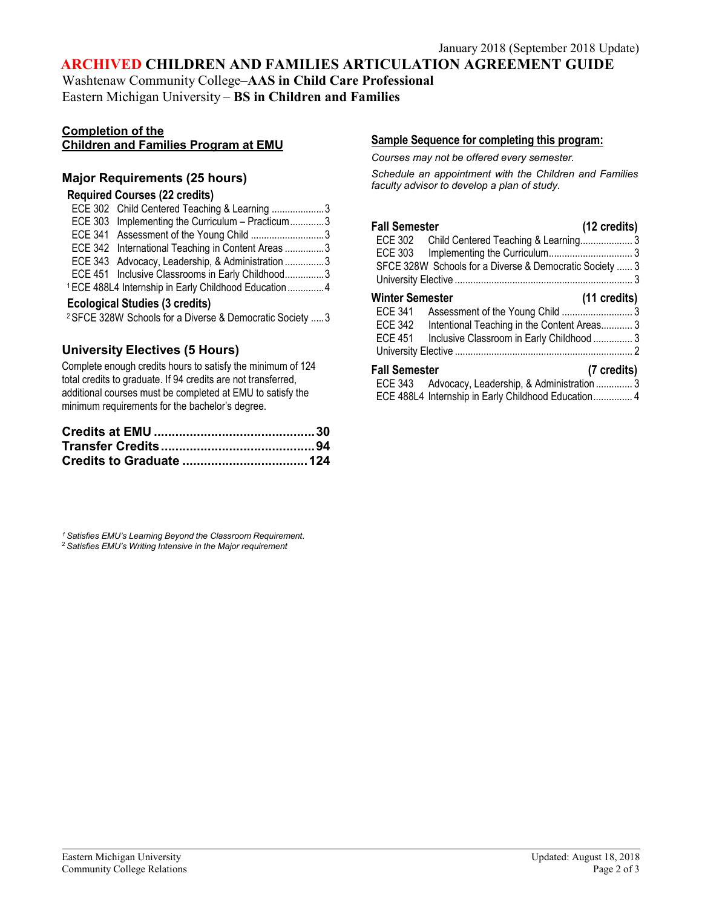January 2018 (September 2018 Update)

# ARCHIVED CHILDREN AND FAMILIES ARTICULATION AGREEMENT GUIDE

Washtenaw Community College–**AAS in Child Care Professional**
Eastern Michigan University – **BS in Children and Families**

## Completion of the Children and Families Program at EMU

### Major Requirements (25 hours)

**Required Courses (22 credits)**

- ECE 302 Child Centered Teaching & Learning ....................3
- ECE 303 Implementing the Curriculum – Practicum.............3
- ECE 341 Assessment of the Young Child ............................3
- ECE 342 International Teaching in Content Areas ...............3
- ECE 343 Advocacy, Leadership, & Administration ...............3
- ECE 451 Inclusive Classrooms in Early Childhood...............3
- [1]ECE 488L4 Internship in Early Childhood Education ..............4

**Ecological Studies (3 credits)**

- [2]SFCE 328W Schools for a Diverse & Democratic Society .....3

### University Electives (5 Hours)

Complete enough credits hours to satisfy the minimum of 124 total credits to graduate. If 94 credits are not transferred, additional courses must be completed at EMU to satisfy the minimum requirements for the bachelor's degree.

**Credits at EMU .............................................30**
**Transfer Credits...........................................94**
**Credits to Graduate ...................................124**

## Sample Sequence for completing this program:

*Courses may not be offered every semester.*

*Schedule an appointment with the Children and Families faculty advisor to develop a plan of study.*

**Fall Semester (12 credits)**

- ECE 302 Child Centered Teaching & Learning.................... 3
- ECE 303 Implementing the Curriculum................................ 3
- SFCE 328W Schools for a Diverse & Democratic Society ...... 3
- University Elective ................................................................... 3

**Winter Semester (11 credits)**

- ECE 341 Assessment of the Young Child ........................... 3
- ECE 342 Intentional Teaching in the Content Areas............ 3
- ECE 451 Inclusive Classroom in Early Childhood ............... 3
- University Elective ................................................................... 2

**Fall Semester (7 credits)**

- ECE 343 Advocacy, Leadership, & Administration .............. 3
- ECE 488L4 Internship in Early Childhood Education............... 4

*[1] Satisfies EMU's Learning Beyond the Classroom Requirement.*
*[2] Satisfies EMU's Writing Intensive in the Major requirement*

Eastern Michigan University
Community College Relations

Updated: August 18, 2018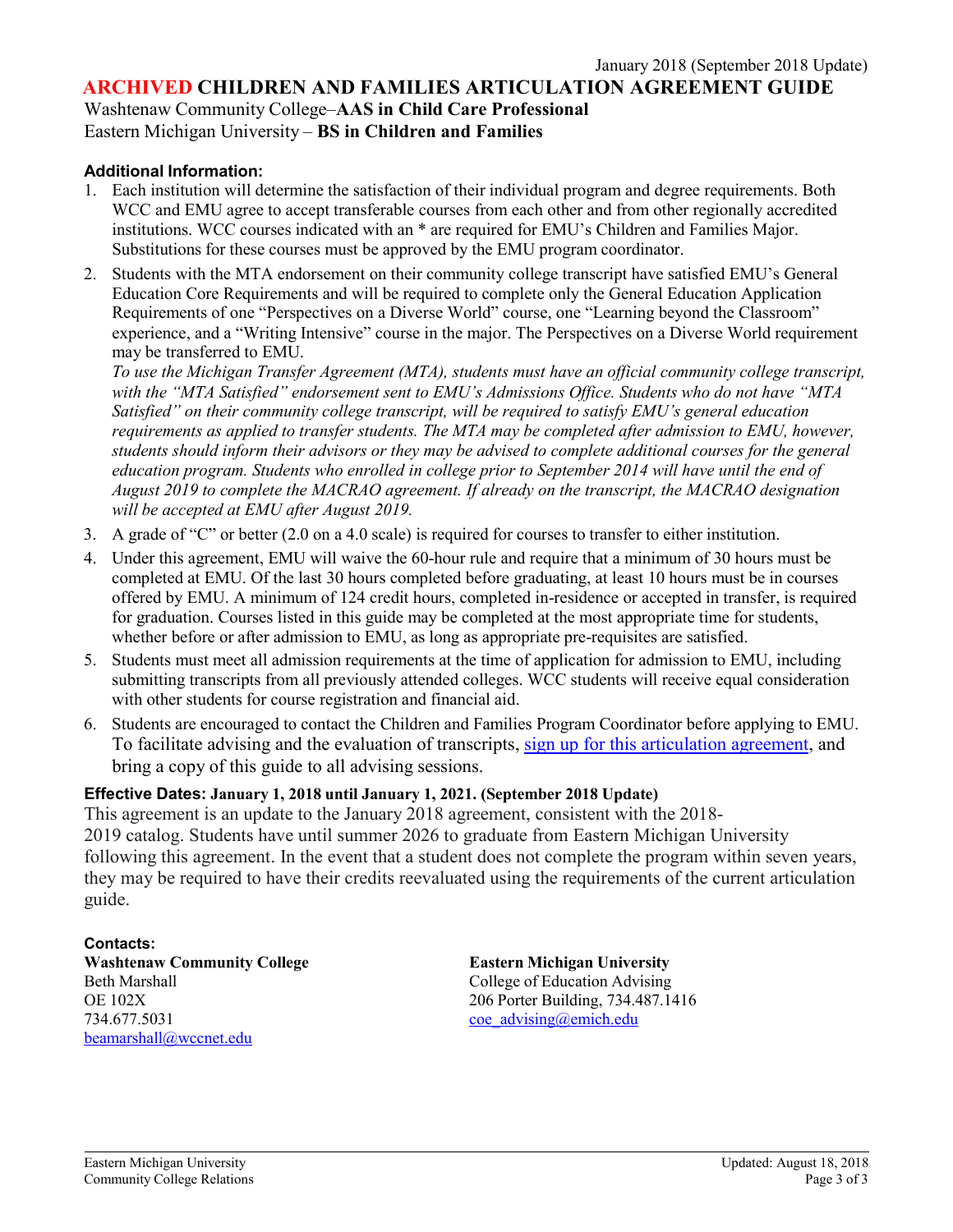January 2018 (September 2018 Update)

# ARCHIVED CHILDREN AND FAMILIES ARTICULATION AGREEMENT GUIDE

Washtenaw Community College–**AAS in Child Care Professional**
Eastern Michigan University – **BS in Children and Families**

### Additional Information:

1. Each institution will determine the satisfaction of their individual program and degree requirements. Both WCC and EMU agree to accept transferable courses from each other and from other regionally accredited institutions. WCC courses indicated with an * are required for EMU's Children and Families Major. Substitutions for these courses must be approved by the EMU program coordinator.
2. Students with the MTA endorsement on their community college transcript have satisfied EMU's General Education Core Requirements and will be required to complete only the General Education Application Requirements of one "Perspectives on a Diverse World" course, one "Learning beyond the Classroom" experience, and a "Writing Intensive" course in the major. The Perspectives on a Diverse World requirement may be transferred to EMU.
   *To use the Michigan Transfer Agreement (MTA), students must have an official community college transcript, with the "MTA Satisfied" endorsement sent to EMU's Admissions Office. Students who do not have "MTA Satisfied" on their community college transcript, will be required to satisfy EMU's general education requirements as applied to transfer students. The MTA may be completed after admission to EMU, however, students should inform their advisors or they may be advised to complete additional courses for the general education program. Students who enrolled in college prior to September 2014 will have until the end of August 2019 to complete the MACRAO agreement. If already on the transcript, the MACRAO designation will be accepted at EMU after August 2019.*
3. A grade of "C" or better (2.0 on a 4.0 scale) is required for courses to transfer to either institution.
4. Under this agreement, EMU will waive the 60-hour rule and require that a minimum of 30 hours must be completed at EMU. Of the last 30 hours completed before graduating, at least 10 hours must be in courses offered by EMU. A minimum of 124 credit hours, completed in-residence or accepted in transfer, is required for graduation. Courses listed in this guide may be completed at the most appropriate time for students, whether before or after admission to EMU, as long as appropriate pre-requisites are satisfied.
5. Students must meet all admission requirements at the time of application for admission to EMU, including submitting transcripts from all previously attended colleges. WCC students will receive equal consideration with other students for course registration and financial aid.
6. Students are encouraged to contact the Children and Families Program Coordinator before applying to EMU. To facilitate advising and the evaluation of transcripts, sign up for this articulation agreement, and bring a copy of this guide to all advising sessions.

### Effective Dates: January 1, 2018 until January 1, 2021. (September 2018 Update)

This agreement is an update to the January 2018 agreement, consistent with the 2018-2019 catalog. Students have until summer 2026 to graduate from Eastern Michigan University following this agreement. In the event that a student does not complete the program within seven years, they may be required to have their credits reevaluated using the requirements of the current articulation guide.

### Contacts:

**Washtenaw Community College**
Beth Marshall
OE 102X
734.677.5031
beamarshall@wccnet.edu

**Eastern Michigan University**
College of Education Advising
206 Porter Building, 734.487.1416
coe_advising@emich.edu

Eastern Michigan University
Community College Relations

Updated: August 18, 2018